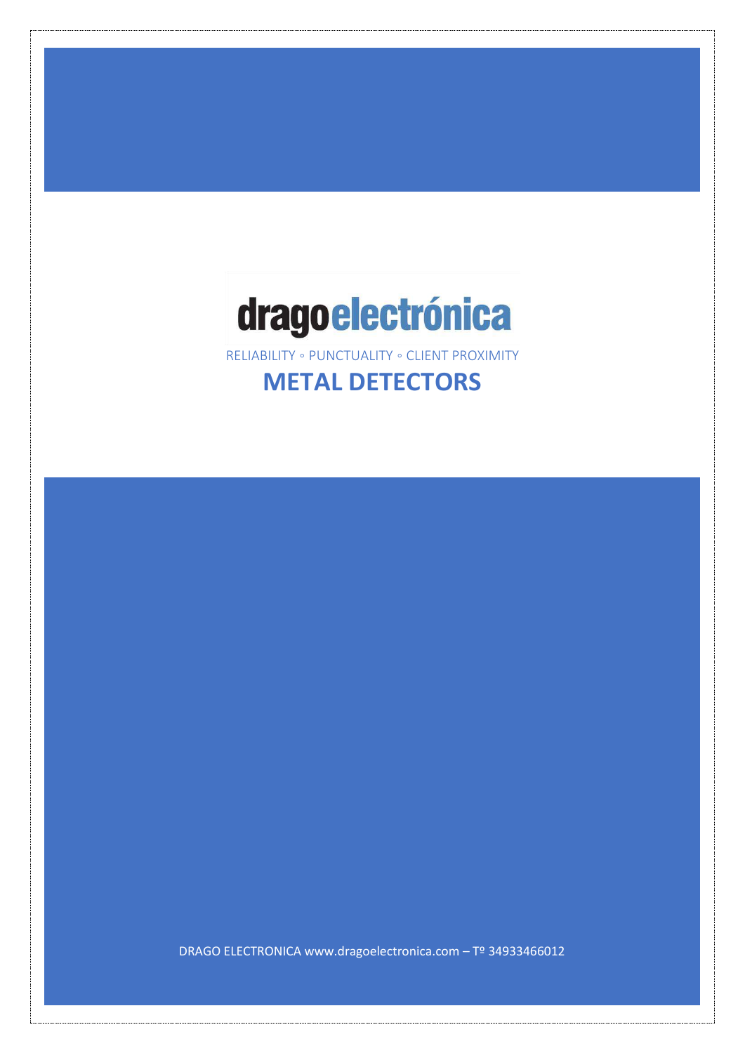dragoelectrónica

RELIABILITY ◦ PUNCTUALITY ◦ CLIENT PROXIMITY

# METAL DETECTORS

DRAGO ELECTRONICA www.dragoelectronica.com – Tº 34933466012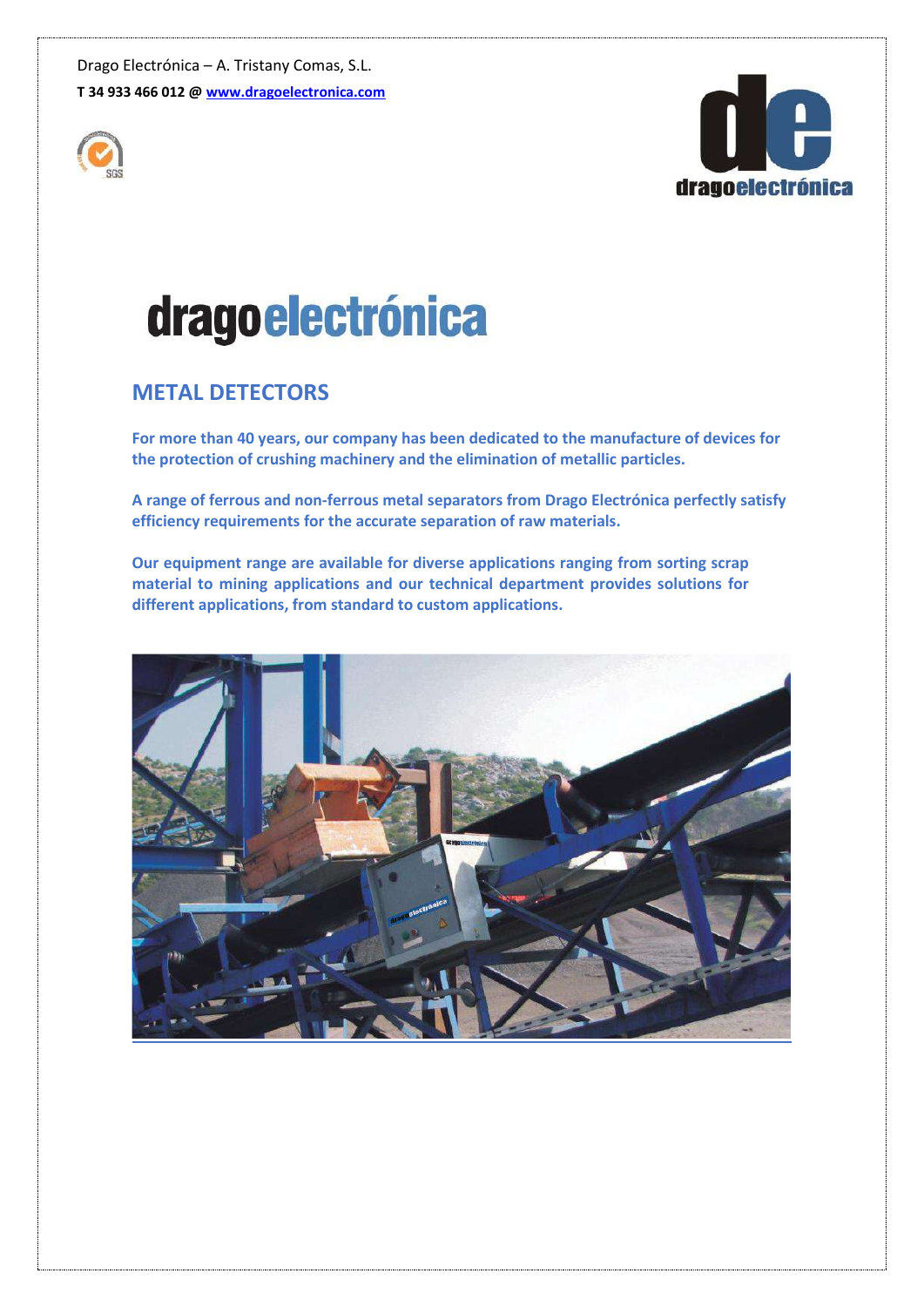Drago Electrónica – A. Tristany Comas, S.L.

**T 34 933 466 012 @ [www.dragoelectronica.com](http://www.dragoelectronica.com)**

# dragoelectrónica

## METAL DETECTORS

**For more than 40 years, our company has been dedicated to the manufacture of devices for the protection of crushing machinery and the elimination of metallic particles.**

**A range of ferrous and non-ferrous metal separators from Drago Electrónica perfectly satisfy efficiency requirements for the accurate separation of raw materials.**

**Our equipment range are available for diverse applications ranging from sorting scrap material to mining applications and our technical department provides solutions for different applications, from standard to custom applications.**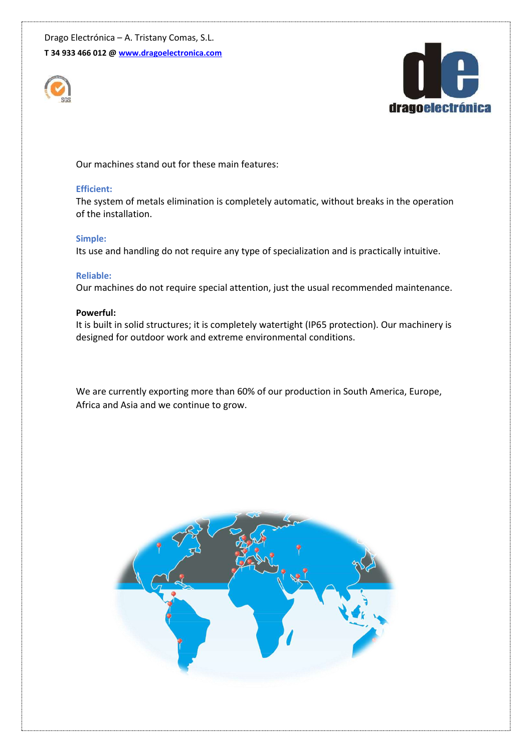Our machines stand out for these main features:

**Efficient:**
The system of metals elimination is completely automatic, without breaks in the operation of the installation.

**Simple:**
Its use and handling do not require any type of specialization and is practically intuitive.

**Reliable:**
Our machines do not require special attention, just the usual recommended maintenance.

**Powerful:**
It is built in solid structures; it is completely watertight (IP65 protection). Our machinery is designed for outdoor work and extreme environmental conditions.

We are currently exporting more than 60% of our production in South America, Europe, Africa and Asia and we continue to grow.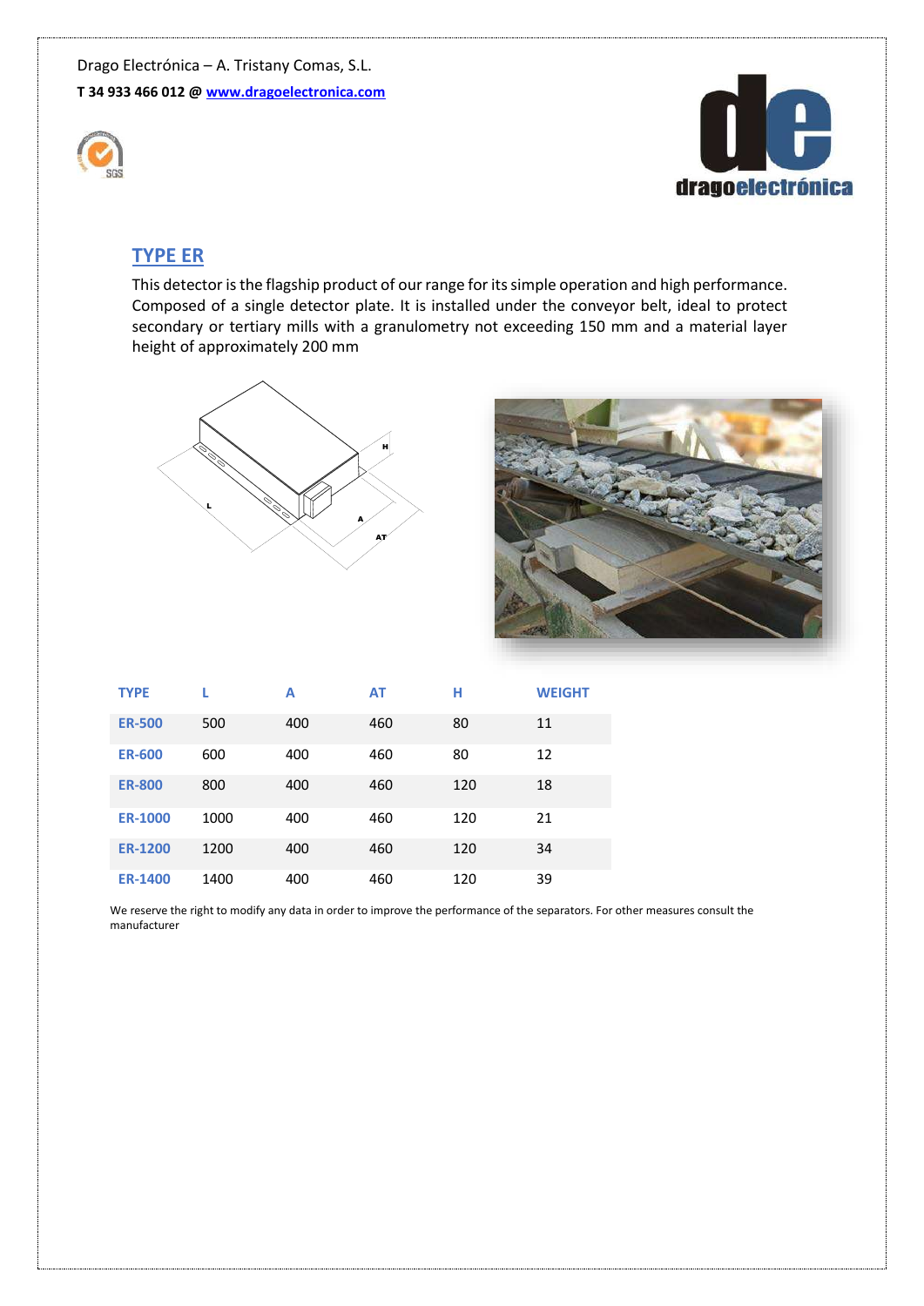Drago Electrónica – A. Tristany Comas, S.L.

**T 34 933 466 012 @ www.dragoelectronica.com**

## TYPE ER

This detector is the flagship product of our range for its simple operation and high performance. Composed of a single detector plate. It is installed under the conveyor belt, ideal to protect secondary or tertiary mills with a granulometry not exceeding 150 mm and a material layer height of approximately 200 mm

| TYPE | L | A | AT | H | WEIGHT |
|---|---|---|---|---|---|
| **ER-500** | 500 | 400 | 460 | 80 | 11 |
| **ER-600** | 600 | 400 | 460 | 80 | 12 |
| **ER-800** | 800 | 400 | 460 | 120 | 18 |
| **ER-1000** | 1000 | 400 | 460 | 120 | 21 |
| **ER-1200** | 1200 | 400 | 460 | 120 | 34 |
| **ER-1400** | 1400 | 400 | 460 | 120 | 39 |

We reserve the right to modify any data in order to improve the performance of the separators. For other measures consult the manufacturer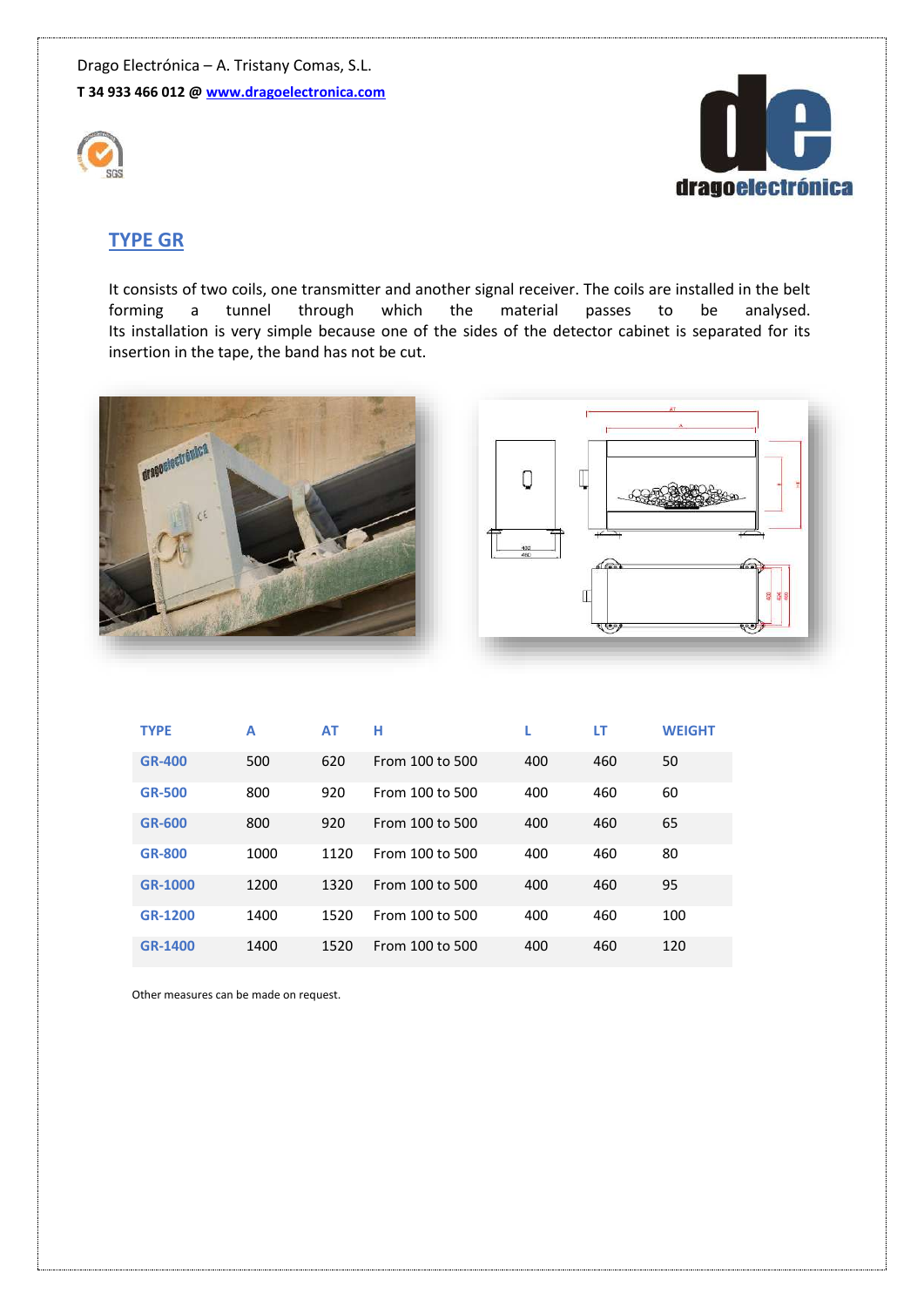## TYPE GR

It consists of two coils, one transmitter and another signal receiver. The coils are installed in the belt forming a tunnel through which the material passes to be analysed.
Its installation is very simple because one of the sides of the detector cabinet is separated for its insertion in the tape, the band has not be cut.

| TYPE | A | AT | H | L | LT | WEIGHT |
|---|---|---|---|---|---|---|
| GR-400 | 500 | 620 | From 100 to 500 | 400 | 460 | 50 |
| GR-500 | 800 | 920 | From 100 to 500 | 400 | 460 | 60 |
| GR-600 | 800 | 920 | From 100 to 500 | 400 | 460 | 65 |
| GR-800 | 1000 | 1120 | From 100 to 500 | 400 | 460 | 80 |
| GR-1000 | 1200 | 1320 | From 100 to 500 | 400 | 460 | 95 |
| GR-1200 | 1400 | 1520 | From 100 to 500 | 400 | 460 | 100 |
| GR-1400 | 1400 | 1520 | From 100 to 500 | 400 | 460 | 120 |

Other measures can be made on request.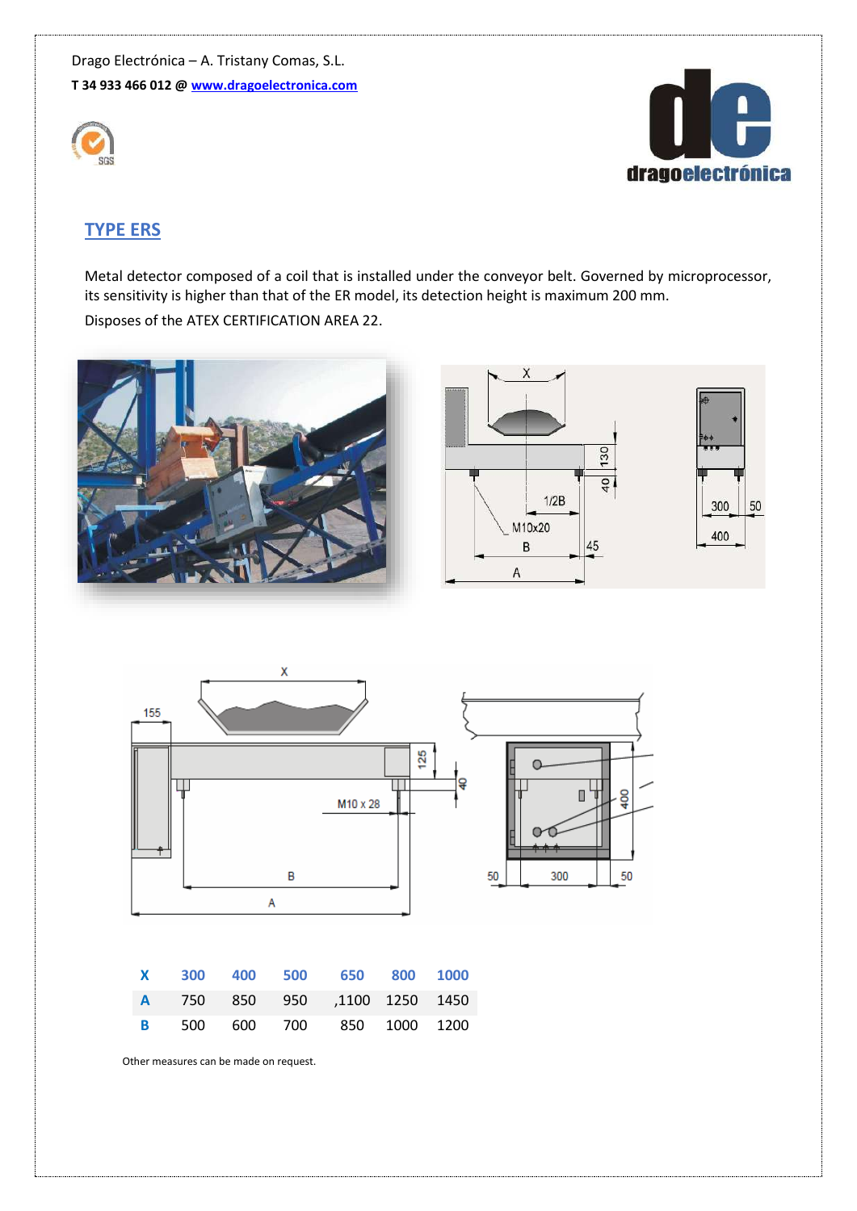Drago Electrónica – A. Tristany Comas, S.L.

**T 34 933 466 012 @ www.dragoelectronica.com**

## TYPE ERS

Metal detector composed of a coil that is installed under the conveyor belt. Governed by microprocessor, its sensitivity is higher than that of the ER model, its detection height is maximum 200 mm.

Disposes of the ATEX CERTIFICATION AREA 22.

| X | 300 | 400 | 500 | 650 | 800 | 1000 |
|---|---|---|---|---|---|---|
| A | 750 | 850 | 950 | ,1100 | 1250 | 1450 |
| B | 500 | 600 | 700 | 850 | 1000 | 1200 |

Other measures can be made on request.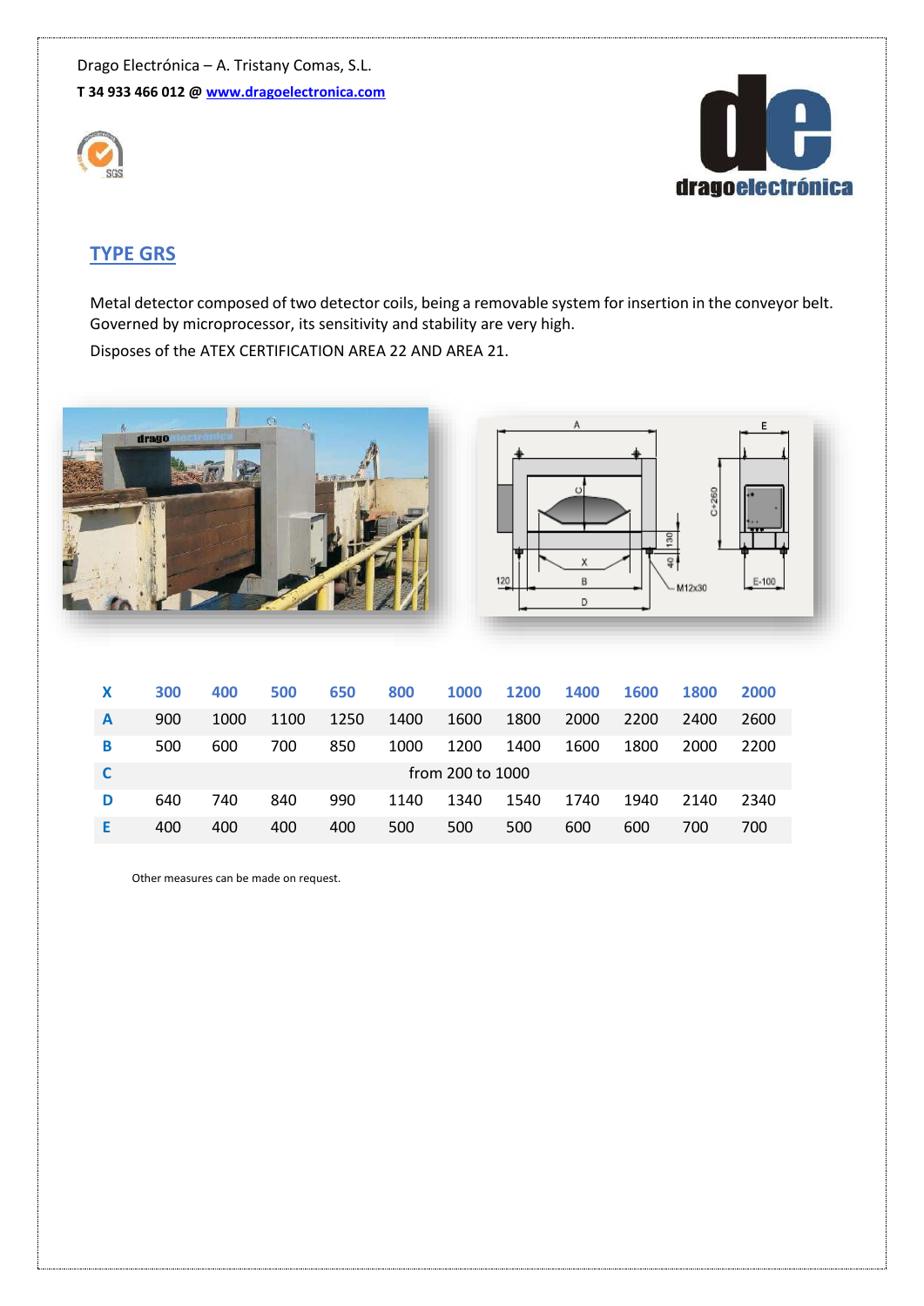Drago Electrónica – A. Tristany Comas, S.L.

**T 34 933 466 012 @ www.dragoelectronica.com**

## TYPE GRS

Metal detector composed of two detector coils, being a removable system for insertion in the conveyor belt. Governed by microprocessor, its sensitivity and stability are very high.

Disposes of the ATEX CERTIFICATION AREA 22 AND AREA 21.

| X | 300 | 400 | 500 | 650 | 800 | 1000 | 1200 | 1400 | 1600 | 1800 | 2000 |
|---|---|---|---|---|---|---|---|---|---|---|---|
| A | 900 | 1000 | 1100 | 1250 | 1400 | 1600 | 1800 | 2000 | 2200 | 2400 | 2600 |
| B | 500 | 600 | 700 | 850 | 1000 | 1200 | 1400 | 1600 | 1800 | 2000 | 2200 |
| C | from 200 to 1000 | | | | | | | | | | |
| D | 640 | 740 | 840 | 990 | 1140 | 1340 | 1540 | 1740 | 1940 | 2140 | 2340 |
| E | 400 | 400 | 400 | 400 | 500 | 500 | 500 | 600 | 600 | 700 | 700 |

Other measures can be made on request.